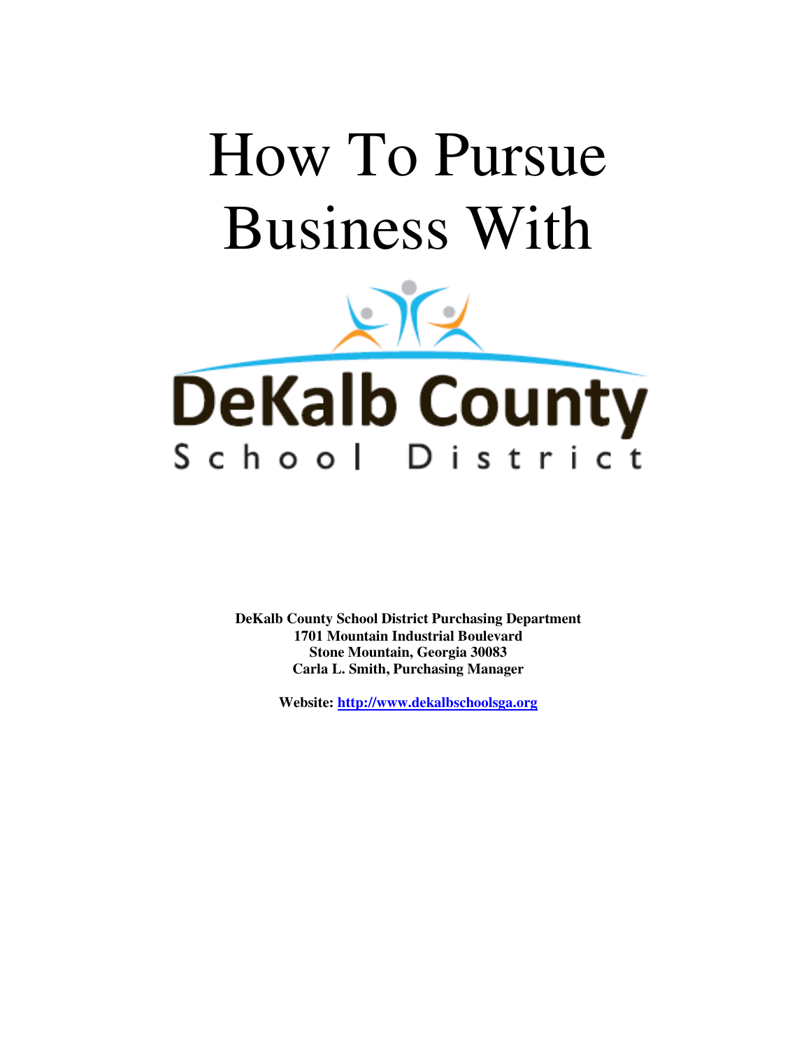# How To Pursue Business With

DeKalb County

School District

**DeKalb County School District Purchasing Department**
**1701 Mountain Industrial Boulevard**
**Stone Mountain, Georgia 30083**
**Carla L. Smith, Purchasing Manager**

**Website: http://www.dekalbschoolsga.org**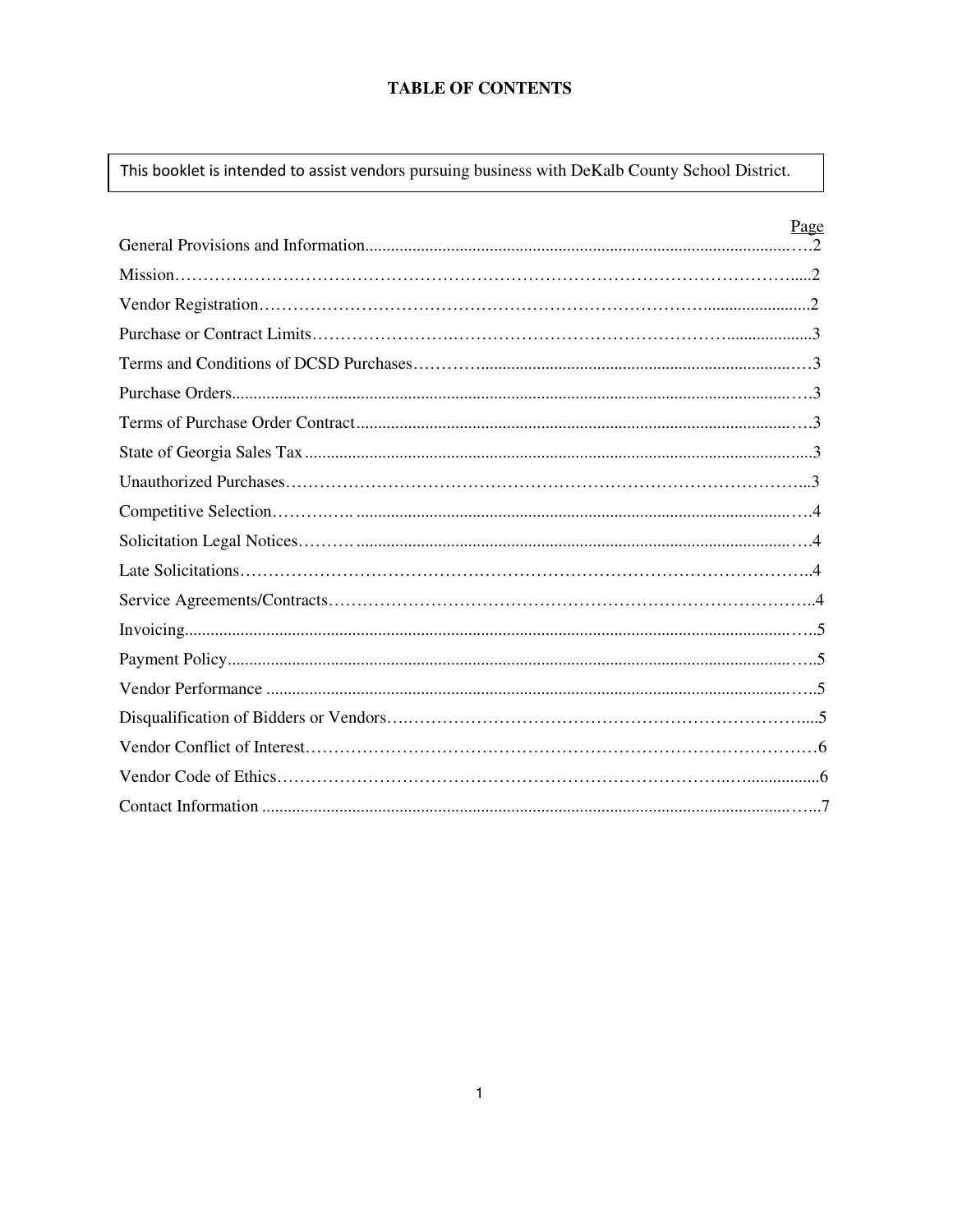# TABLE OF CONTENTS

This booklet is intended to assist vendors pursuing business with DeKalb County School District.

| | Page |
|---|---|
| General Provisions and Information | 2 |
| Mission | 2 |
| Vendor Registration | 2 |
| Purchase or Contract Limits | 3 |
| Terms and Conditions of DCSD Purchases | 3 |
| Purchase Orders | 3 |
| Terms of Purchase Order Contract | 3 |
| State of Georgia Sales Tax | 3 |
| Unauthorized Purchases | 3 |
| Competitive Selection | 4 |
| Solicitation Legal Notices | 4 |
| Late Solicitations | 4 |
| Service Agreements/Contracts | 4 |
| Invoicing | 5 |
| Payment Policy | 5 |
| Vendor Performance | 5 |
| Disqualification of Bidders or Vendors | 5 |
| Vendor Conflict of Interest | 6 |
| Vendor Code of Ethics | 6 |
| Contact Information | 7 |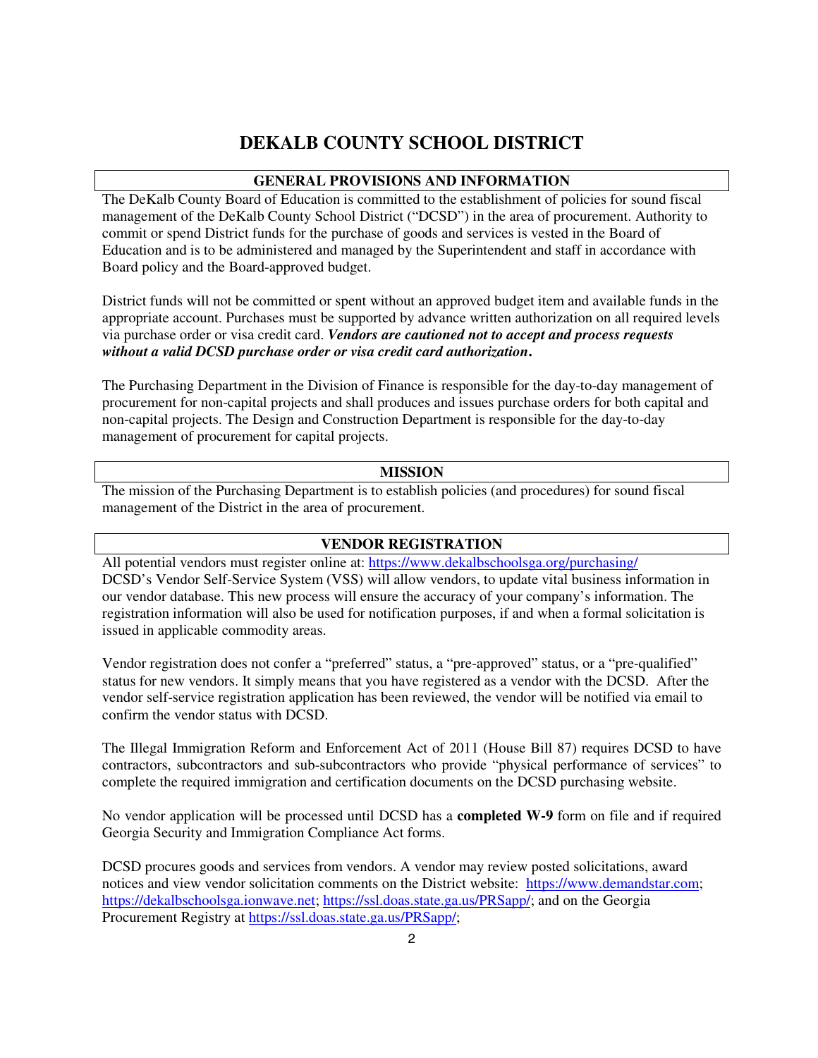# DEKALB COUNTY SCHOOL DISTRICT

## GENERAL PROVISIONS AND INFORMATION

The DeKalb County Board of Education is committed to the establishment of policies for sound fiscal management of the DeKalb County School District ("DCSD") in the area of procurement. Authority to commit or spend District funds for the purchase of goods and services is vested in the Board of Education and is to be administered and managed by the Superintendent and staff in accordance with Board policy and the Board-approved budget.

District funds will not be committed or spent without an approved budget item and available funds in the appropriate account. Purchases must be supported by advance written authorization on all required levels via purchase order or visa credit card. ***Vendors are cautioned not to accept and process requests without a valid DCSD purchase order or visa credit card authorization.***

The Purchasing Department in the Division of Finance is responsible for the day-to-day management of procurement for non-capital projects and shall produces and issues purchase orders for both capital and non-capital projects. The Design and Construction Department is responsible for the day-to-day management of procurement for capital projects.

## MISSION

The mission of the Purchasing Department is to establish policies (and procedures) for sound fiscal management of the District in the area of procurement.

## VENDOR REGISTRATION

All potential vendors must register online at: https://www.dekalbschoolsga.org/purchasing/
DCSD's Vendor Self-Service System (VSS) will allow vendors, to update vital business information in our vendor database. This new process will ensure the accuracy of your company's information. The registration information will also be used for notification purposes, if and when a formal solicitation is issued in applicable commodity areas.

Vendor registration does not confer a "preferred" status, a "pre-approved" status, or a "pre-qualified" status for new vendors. It simply means that you have registered as a vendor with the DCSD. After the vendor self-service registration application has been reviewed, the vendor will be notified via email to confirm the vendor status with DCSD.

The Illegal Immigration Reform and Enforcement Act of 2011 (House Bill 87) requires DCSD to have contractors, subcontractors and sub-subcontractors who provide "physical performance of services" to complete the required immigration and certification documents on the DCSD purchasing website.

No vendor application will be processed until DCSD has a **completed W-9** form on file and if required Georgia Security and Immigration Compliance Act forms.

DCSD procures goods and services from vendors. A vendor may review posted solicitations, award notices and view vendor solicitation comments on the District website: https://www.demandstar.com; https://dekalbschoolsga.ionwave.net; https://ssl.doas.state.ga.us/PRSapp/; and on the Georgia Procurement Registry at https://ssl.doas.state.ga.us/PRSapp/;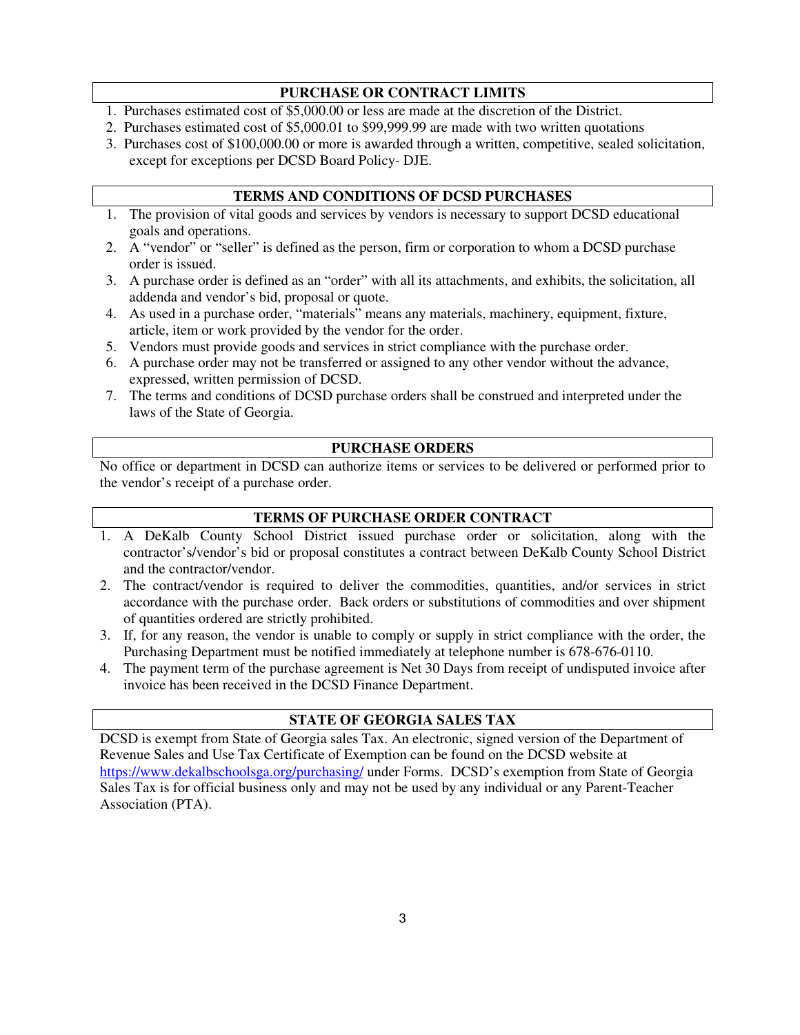## PURCHASE OR CONTRACT LIMITS

1. Purchases estimated cost of $5,000.00 or less are made at the discretion of the District.
2. Purchases estimated cost of $5,000.01 to $99,999.99 are made with two written quotations
3. Purchases cost of $100,000.00 or more is awarded through a written, competitive, sealed solicitation, except for exceptions per DCSD Board Policy- DJE.

## TERMS AND CONDITIONS OF DCSD PURCHASES

1. The provision of vital goods and services by vendors is necessary to support DCSD educational goals and operations.
2. A "vendor" or "seller" is defined as the person, firm or corporation to whom a DCSD purchase order is issued.
3. A purchase order is defined as an "order" with all its attachments, and exhibits, the solicitation, all addenda and vendor's bid, proposal or quote.
4. As used in a purchase order, "materials" means any materials, machinery, equipment, fixture, article, item or work provided by the vendor for the order.
5. Vendors must provide goods and services in strict compliance with the purchase order.
6. A purchase order may not be transferred or assigned to any other vendor without the advance, expressed, written permission of DCSD.
7. The terms and conditions of DCSD purchase orders shall be construed and interpreted under the laws of the State of Georgia.

## PURCHASE ORDERS

No office or department in DCSD can authorize items or services to be delivered or performed prior to the vendor's receipt of a purchase order.

## TERMS OF PURCHASE ORDER CONTRACT

1. A DeKalb County School District issued purchase order or solicitation, along with the contractor's/vendor's bid or proposal constitutes a contract between DeKalb County School District and the contractor/vendor.
2. The contract/vendor is required to deliver the commodities, quantities, and/or services in strict accordance with the purchase order. Back orders or substitutions of commodities and over shipment of quantities ordered are strictly prohibited.
3. If, for any reason, the vendor is unable to comply or supply in strict compliance with the order, the Purchasing Department must be notified immediately at telephone number is 678-676-0110.
4. The payment term of the purchase agreement is Net 30 Days from receipt of undisputed invoice after invoice has been received in the DCSD Finance Department.

## STATE OF GEORGIA SALES TAX

DCSD is exempt from State of Georgia sales Tax. An electronic, signed version of the Department of Revenue Sales and Use Tax Certificate of Exemption can be found on the DCSD website at https://www.dekalbschoolsga.org/purchasing/ under Forms. DCSD's exemption from State of Georgia Sales Tax is for official business only and may not be used by any individual or any Parent-Teacher Association (PTA).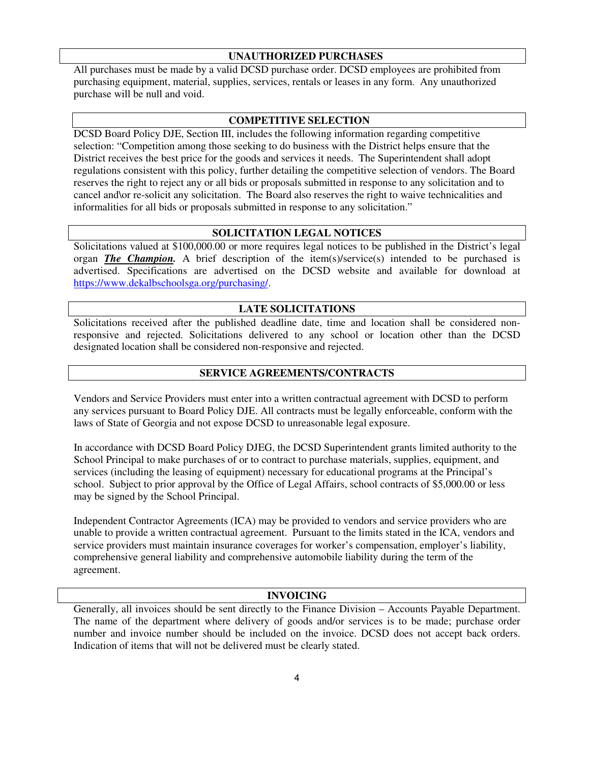## UNAUTHORIZED PURCHASES

All purchases must be made by a valid DCSD purchase order. DCSD employees are prohibited from purchasing equipment, material, supplies, services, rentals or leases in any form. Any unauthorized purchase will be null and void.

## COMPETITIVE SELECTION

DCSD Board Policy DJE, Section III, includes the following information regarding competitive selection: "Competition among those seeking to do business with the District helps ensure that the District receives the best price for the goods and services it needs. The Superintendent shall adopt regulations consistent with this policy, further detailing the competitive selection of vendors. The Board reserves the right to reject any or all bids or proposals submitted in response to any solicitation and to cancel and\or re-solicit any solicitation. The Board also reserves the right to waive technicalities and informalities for all bids or proposals submitted in response to any solicitation."

## SOLICITATION LEGAL NOTICES

Solicitations valued at $100,000.00 or more requires legal notices to be published in the District's legal organ ***The Champion.*** A brief description of the item(s)/service(s) intended to be purchased is advertised. Specifications are advertised on the DCSD website and available for download at https://www.dekalbschoolsga.org/purchasing/.

## LATE SOLICITATIONS

Solicitations received after the published deadline date, time and location shall be considered non-responsive and rejected. Solicitations delivered to any school or location other than the DCSD designated location shall be considered non-responsive and rejected.

## SERVICE AGREEMENTS/CONTRACTS

Vendors and Service Providers must enter into a written contractual agreement with DCSD to perform any services pursuant to Board Policy DJE. All contracts must be legally enforceable, conform with the laws of State of Georgia and not expose DCSD to unreasonable legal exposure.

In accordance with DCSD Board Policy DJEG, the DCSD Superintendent grants limited authority to the School Principal to make purchases of or to contract to purchase materials, supplies, equipment, and services (including the leasing of equipment) necessary for educational programs at the Principal's school. Subject to prior approval by the Office of Legal Affairs, school contracts of $5,000.00 or less may be signed by the School Principal.

Independent Contractor Agreements (ICA) may be provided to vendors and service providers who are unable to provide a written contractual agreement. Pursuant to the limits stated in the ICA, vendors and service providers must maintain insurance coverages for worker's compensation, employer's liability, comprehensive general liability and comprehensive automobile liability during the term of the agreement.

## INVOICING

Generally, all invoices should be sent directly to the Finance Division – Accounts Payable Department. The name of the department where delivery of goods and/or services is to be made; purchase order number and invoice number should be included on the invoice. DCSD does not accept back orders. Indication of items that will not be delivered must be clearly stated.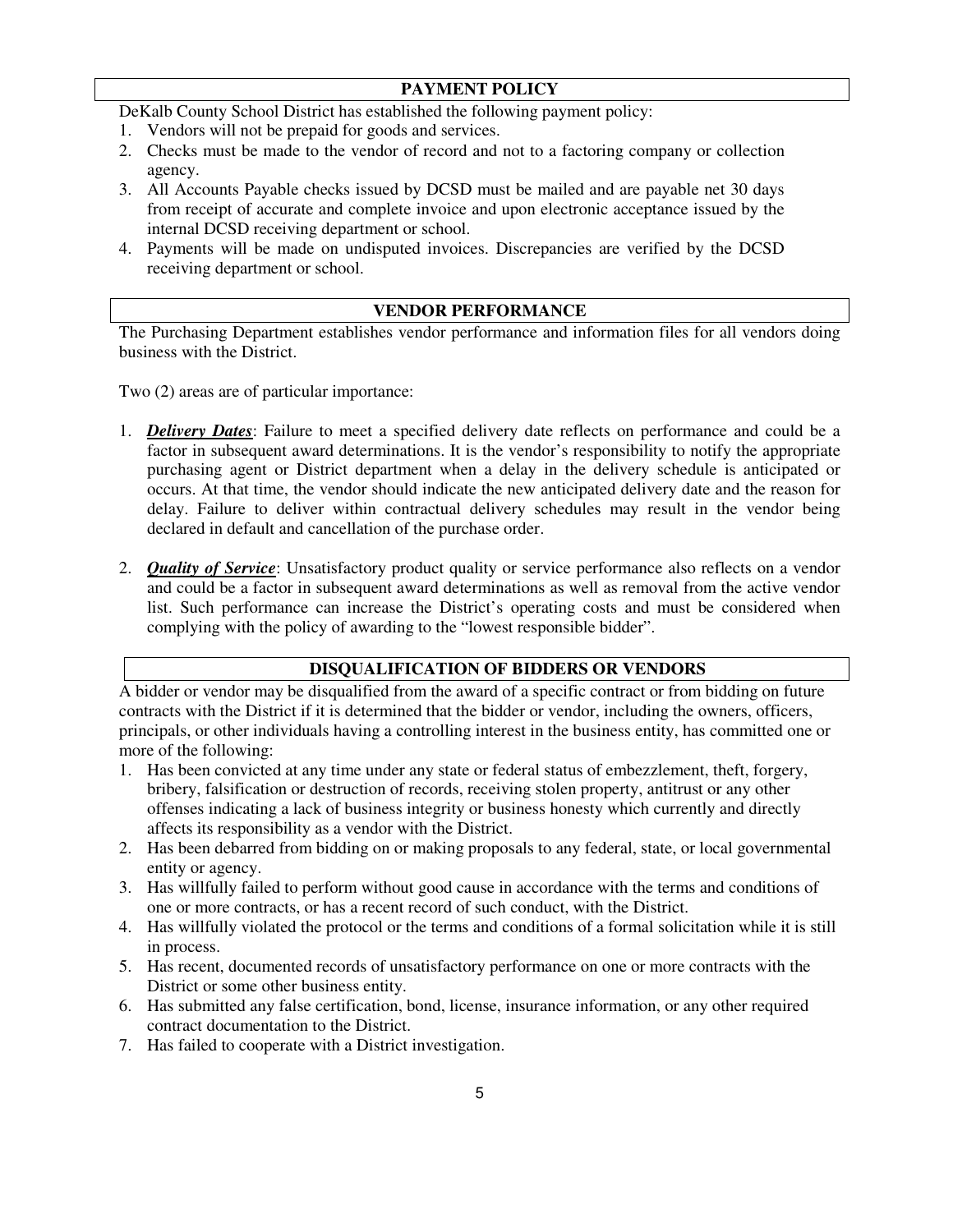## PAYMENT POLICY

DeKalb County School District has established the following payment policy:

1. Vendors will not be prepaid for goods and services.
2. Checks must be made to the vendor of record and not to a factoring company or collection agency.
3. All Accounts Payable checks issued by DCSD must be mailed and are payable net 30 days from receipt of accurate and complete invoice and upon electronic acceptance issued by the internal DCSD receiving department or school.
4. Payments will be made on undisputed invoices. Discrepancies are verified by the DCSD receiving department or school.

## VENDOR PERFORMANCE

The Purchasing Department establishes vendor performance and information files for all vendors doing business with the District.

Two (2) areas are of particular importance:

1. ***Delivery Dates***: Failure to meet a specified delivery date reflects on performance and could be a factor in subsequent award determinations. It is the vendor's responsibility to notify the appropriate purchasing agent or District department when a delay in the delivery schedule is anticipated or occurs. At that time, the vendor should indicate the new anticipated delivery date and the reason for delay. Failure to deliver within contractual delivery schedules may result in the vendor being declared in default and cancellation of the purchase order.

2. ***Quality of Service***: Unsatisfactory product quality or service performance also reflects on a vendor and could be a factor in subsequent award determinations as well as removal from the active vendor list. Such performance can increase the District's operating costs and must be considered when complying with the policy of awarding to the "lowest responsible bidder".

## DISQUALIFICATION OF BIDDERS OR VENDORS

A bidder or vendor may be disqualified from the award of a specific contract or from bidding on future contracts with the District if it is determined that the bidder or vendor, including the owners, officers, principals, or other individuals having a controlling interest in the business entity, has committed one or more of the following:

1. Has been convicted at any time under any state or federal status of embezzlement, theft, forgery, bribery, falsification or destruction of records, receiving stolen property, antitrust or any other offenses indicating a lack of business integrity or business honesty which currently and directly affects its responsibility as a vendor with the District.
2. Has been debarred from bidding on or making proposals to any federal, state, or local governmental entity or agency.
3. Has willfully failed to perform without good cause in accordance with the terms and conditions of one or more contracts, or has a recent record of such conduct, with the District.
4. Has willfully violated the protocol or the terms and conditions of a formal solicitation while it is still in process.
5. Has recent, documented records of unsatisfactory performance on one or more contracts with the District or some other business entity.
6. Has submitted any false certification, bond, license, insurance information, or any other required contract documentation to the District.
7. Has failed to cooperate with a District investigation.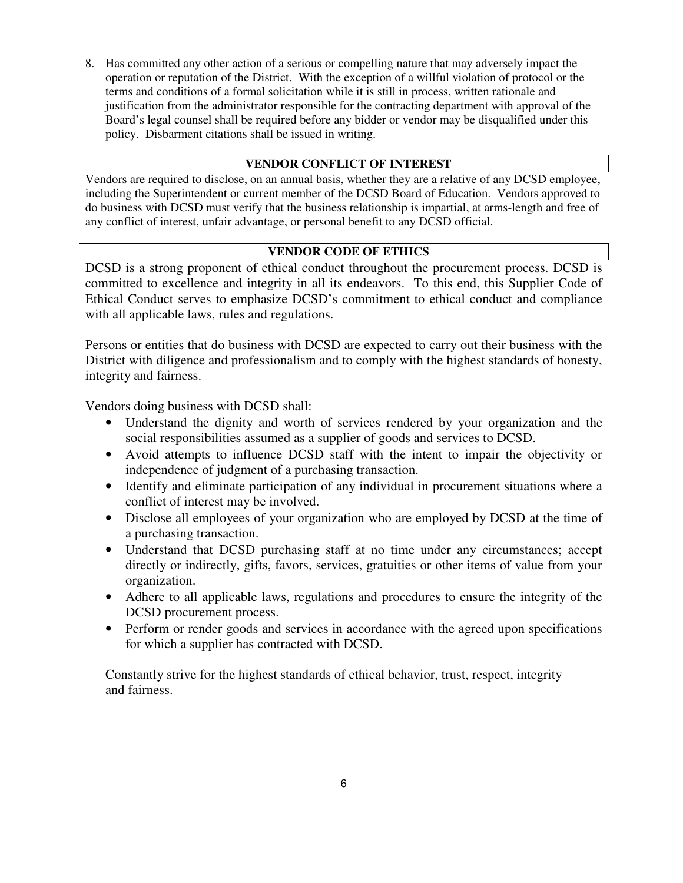8. Has committed any other action of a serious or compelling nature that may adversely impact the operation or reputation of the District. With the exception of a willful violation of protocol or the terms and conditions of a formal solicitation while it is still in process, written rationale and justification from the administrator responsible for the contracting department with approval of the Board's legal counsel shall be required before any bidder or vendor may be disqualified under this policy. Disbarment citations shall be issued in writing.

## VENDOR CONFLICT OF INTEREST

Vendors are required to disclose, on an annual basis, whether they are a relative of any DCSD employee, including the Superintendent or current member of the DCSD Board of Education. Vendors approved to do business with DCSD must verify that the business relationship is impartial, at arms-length and free of any conflict of interest, unfair advantage, or personal benefit to any DCSD official.

## VENDOR CODE OF ETHICS

DCSD is a strong proponent of ethical conduct throughout the procurement process. DCSD is committed to excellence and integrity in all its endeavors. To this end, this Supplier Code of Ethical Conduct serves to emphasize DCSD's commitment to ethical conduct and compliance with all applicable laws, rules and regulations.

Persons or entities that do business with DCSD are expected to carry out their business with the District with diligence and professionalism and to comply with the highest standards of honesty, integrity and fairness.

Vendors doing business with DCSD shall:

- Understand the dignity and worth of services rendered by your organization and the social responsibilities assumed as a supplier of goods and services to DCSD.
- Avoid attempts to influence DCSD staff with the intent to impair the objectivity or independence of judgment of a purchasing transaction.
- Identify and eliminate participation of any individual in procurement situations where a conflict of interest may be involved.
- Disclose all employees of your organization who are employed by DCSD at the time of a purchasing transaction.
- Understand that DCSD purchasing staff at no time under any circumstances; accept directly or indirectly, gifts, favors, services, gratuities or other items of value from your organization.
- Adhere to all applicable laws, regulations and procedures to ensure the integrity of the DCSD procurement process.
- Perform or render goods and services in accordance with the agreed upon specifications for which a supplier has contracted with DCSD.

Constantly strive for the highest standards of ethical behavior, trust, respect, integrity and fairness.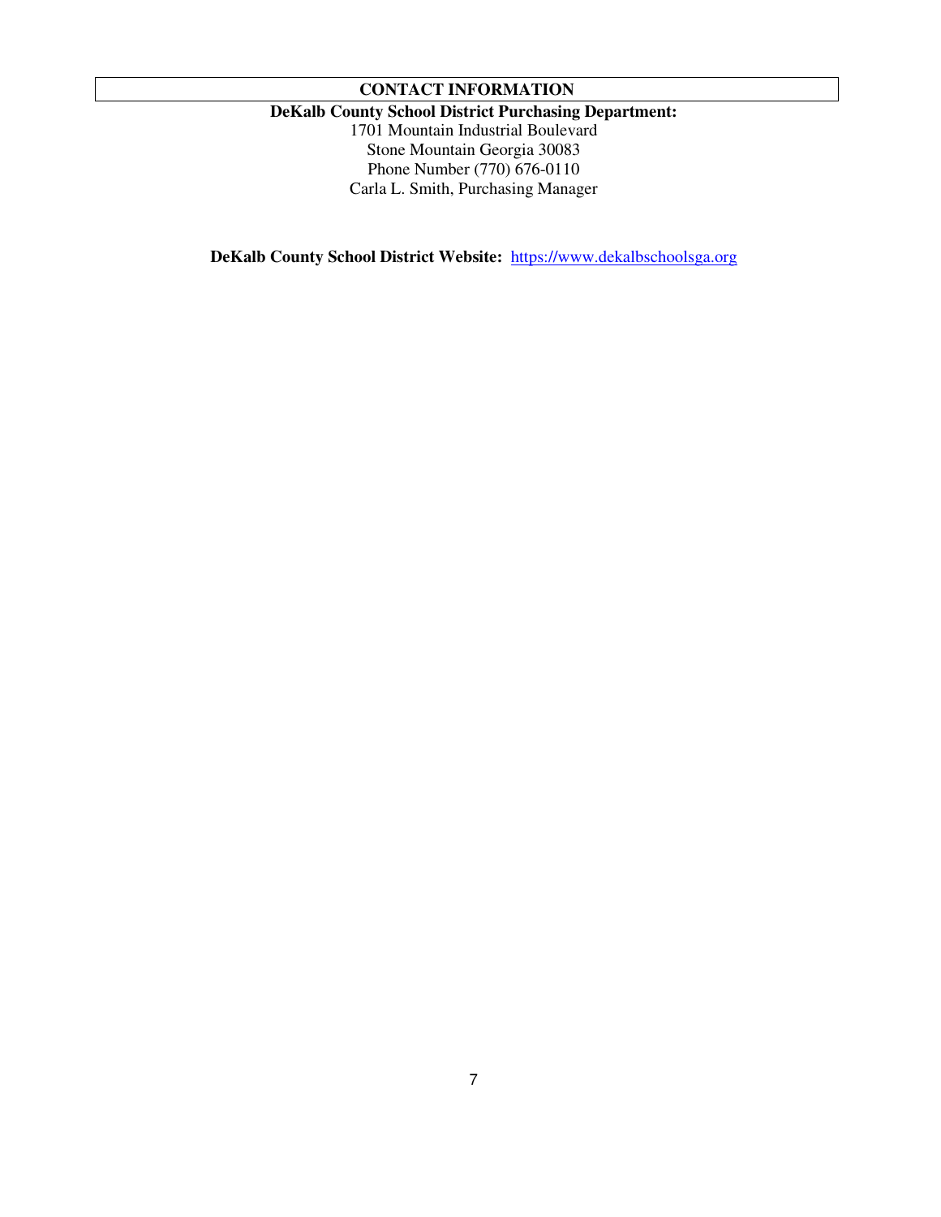## CONTACT INFORMATION

**DeKalb County School District Purchasing Department:**

1701 Mountain Industrial Boulevard
Stone Mountain Georgia 30083
Phone Number (770) 676-0110
Carla L. Smith, Purchasing Manager

**DeKalb County School District Website:** https://www.dekalbschoolsga.org